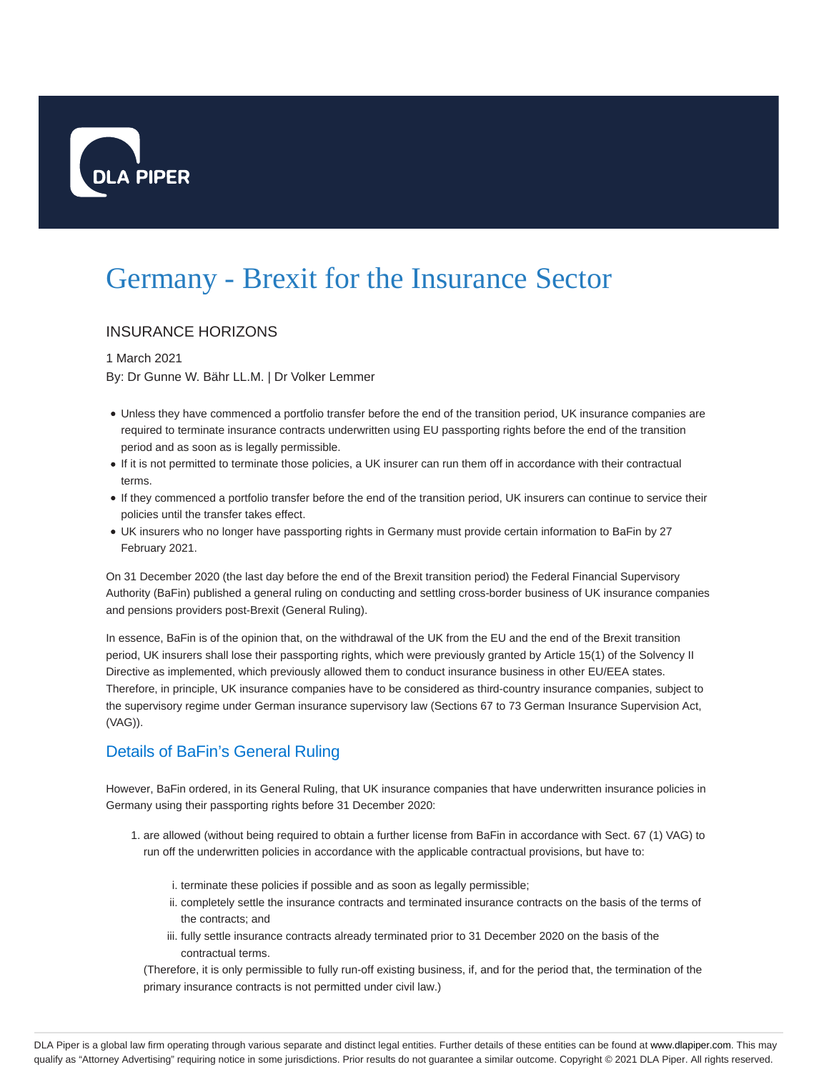# Germany - Brexit for the Insurance Sector

INSURANCE HORIZONS

1 March 2021

By: Dr Gunne W. Bähr LL.M. | Dr Volker Lemmer

- Unless they have commenced a portfolio transfer before the end of the transition period, UK insurance companies are required to terminate insurance contracts underwritten using EU passporting rights before the end of the transition period and as soon as is legally permissible.
- If it is not permitted to terminate those policies, a UK insurer can run them off in accordance with their contractual terms.
- If they commenced a portfolio transfer before the end of the transition period, UK insurers can continue to service their policies until the transfer takes effect.
- UK insurers who no longer have passporting rights in Germany must provide certain information to BaFin by 27 February 2021.

On 31 December 2020 (the last day before the end of the Brexit transition period) the Federal Financial Supervisory Authority (BaFin) published a general ruling on conducting and settling cross-border business of UK insurance companies and pensions providers post-Brexit (General Ruling).

In essence, BaFin is of the opinion that, on the withdrawal of the UK from the EU and the end of the Brexit transition period, UK insurers shall lose their passporting rights, which were previously granted by Article 15(1) of the Solvency II Directive as implemented, which previously allowed them to conduct insurance business in other EU/EEA states. Therefore, in principle, UK insurance companies have to be considered as third-country insurance companies, subject to the supervisory regime under German insurance supervisory law (Sections 67 to 73 German Insurance Supervision Act, (VAG)).

## Details of BaFin's General Ruling

However, BaFin ordered, in its General Ruling, that UK insurance companies that have underwritten insurance policies in Germany using their passporting rights before 31 December 2020:

1. are allowed (without being required to obtain a further license from BaFin in accordance with Sect. 67 (1) VAG) to run off the underwritten policies in accordance with the applicable contractual provisions, but have to:

   i. terminate these policies if possible and as soon as legally permissible;

   ii. completely settle the insurance contracts and terminated insurance contracts on the basis of the terms of the contracts; and

   iii. fully settle insurance contracts already terminated prior to 31 December 2020 on the basis of the contractual terms.

   (Therefore, it is only permissible to fully run-off existing business, if, and for the period that, the termination of the primary insurance contracts is not permitted under civil law.)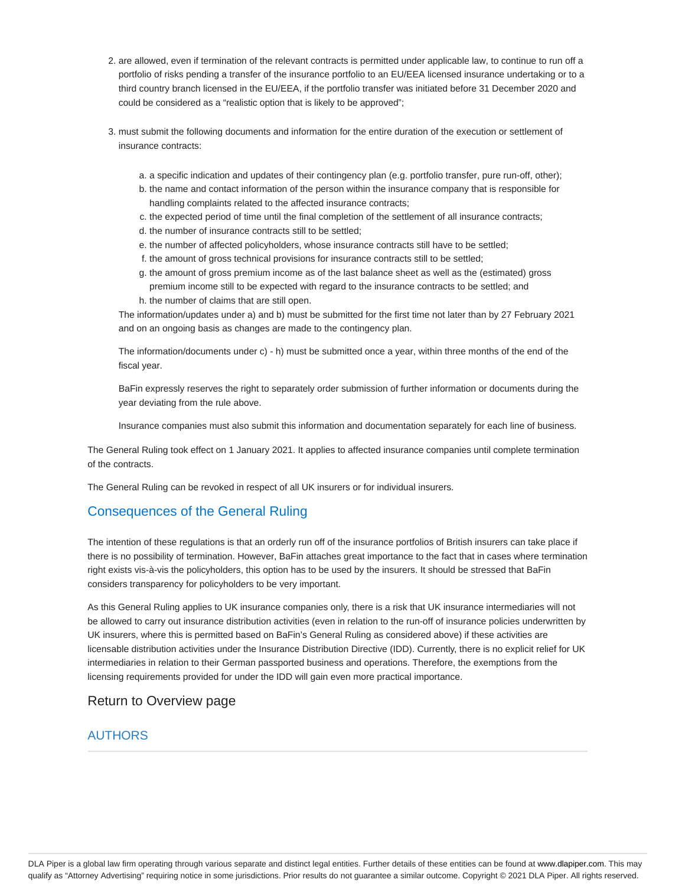2. are allowed, even if termination of the relevant contracts is permitted under applicable law, to continue to run off a portfolio of risks pending a transfer of the insurance portfolio to an EU/EEA licensed insurance undertaking or to a third country branch licensed in the EU/EEA, if the portfolio transfer was initiated before 31 December 2020 and could be considered as a "realistic option that is likely to be approved";

3. must submit the following documents and information for the entire duration of the execution or settlement of insurance contracts:

    a. a specific indication and updates of their contingency plan (e.g. portfolio transfer, pure run-off, other);
    b. the name and contact information of the person within the insurance company that is responsible for handling complaints related to the affected insurance contracts;
    c. the expected period of time until the final completion of the settlement of all insurance contracts;
    d. the number of insurance contracts still to be settled;
    e. the number of affected policyholders, whose insurance contracts still have to be settled;
    f. the amount of gross technical provisions for insurance contracts still to be settled;
    g. the amount of gross premium income as of the last balance sheet as well as the (estimated) gross premium income still to be expected with regard to the insurance contracts to be settled; and
    h. the number of claims that are still open.

    The information/updates under a) and b) must be submitted for the first time not later than by 27 February 2021 and on an ongoing basis as changes are made to the contingency plan.

    The information/documents under c) - h) must be submitted once a year, within three months of the end of the fiscal year.

    BaFin expressly reserves the right to separately order submission of further information or documents during the year deviating from the rule above.

    Insurance companies must also submit this information and documentation separately for each line of business.

The General Ruling took effect on 1 January 2021. It applies to affected insurance companies until complete termination of the contracts.

The General Ruling can be revoked in respect of all UK insurers or for individual insurers.

## Consequences of the General Ruling

The intention of these regulations is that an orderly run off of the insurance portfolios of British insurers can take place if there is no possibility of termination. However, BaFin attaches great importance to the fact that in cases where termination right exists vis-à-vis the policyholders, this option has to be used by the insurers. It should be stressed that BaFin considers transparency for policyholders to be very important.

As this General Ruling applies to UK insurance companies only, there is a risk that UK insurance intermediaries will not be allowed to carry out insurance distribution activities (even in relation to the run-off of insurance policies underwritten by UK insurers, where this is permitted based on BaFin's General Ruling as considered above) if these activities are licensable distribution activities under the Insurance Distribution Directive (IDD). Currently, there is no explicit relief for UK intermediaries in relation to their German passported business and operations. Therefore, the exemptions from the licensing requirements provided for under the IDD will gain even more practical importance.

## Return to Overview page

## AUTHORS

DLA Piper is a global law firm operating through various separate and distinct legal entities. Further details of these entities can be found at www.dlapiper.com. This may qualify as "Attorney Advertising" requiring notice in some jurisdictions. Prior results do not guarantee a similar outcome. Copyright © 2021 DLA Piper. All rights reserved.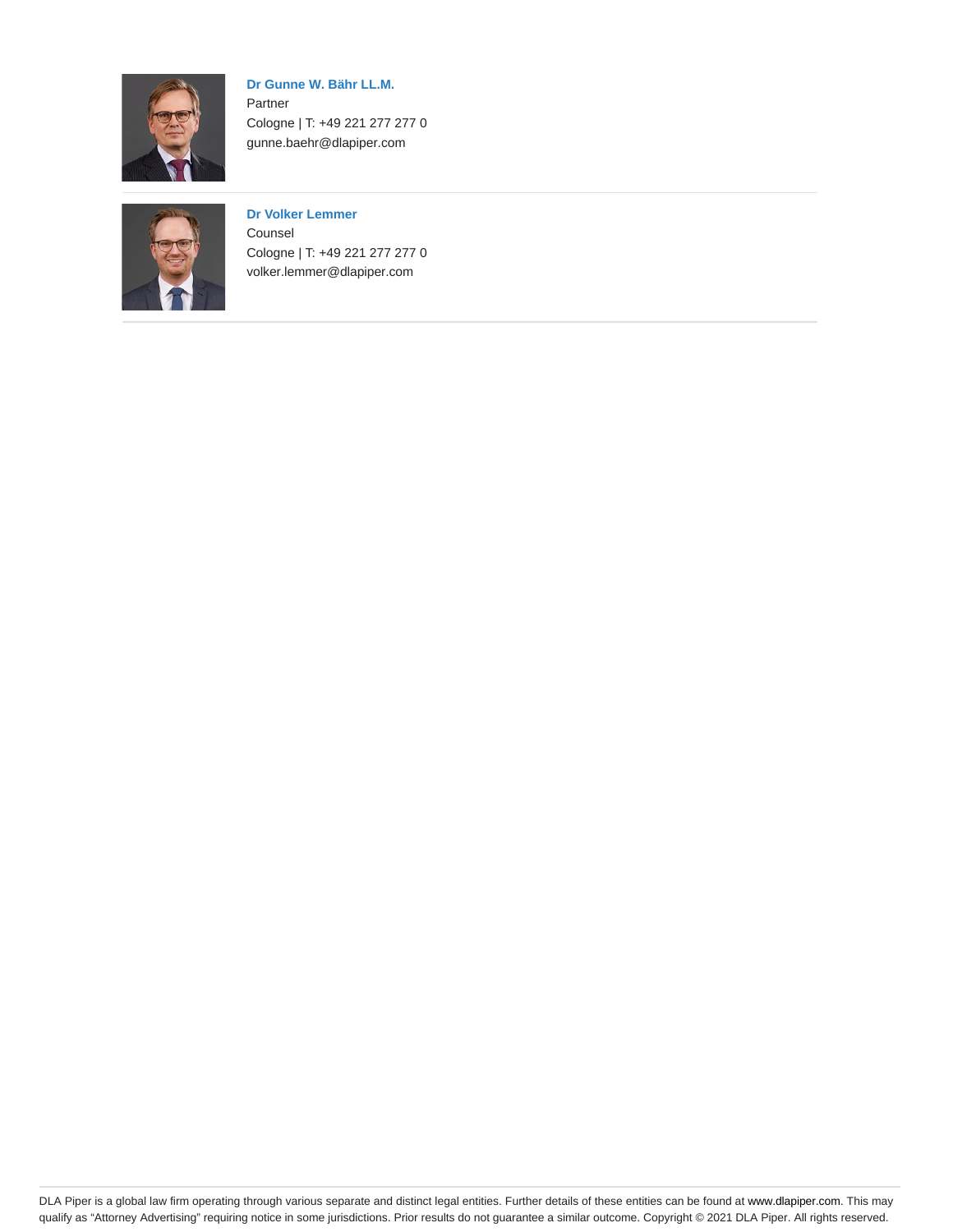**Dr Gunne W. Bähr LL.M.**
Partner
Cologne | T: +49 221 277 277 0
gunne.baehr@dlapiper.com

---

**Dr Volker Lemmer**
Counsel
Cologne | T: +49 221 277 277 0
volker.lemmer@dlapiper.com

---

DLA Piper is a global law firm operating through various separate and distinct legal entities. Further details of these entities can be found at www.dlapiper.com. This may qualify as "Attorney Advertising" requiring notice in some jurisdictions. Prior results do not guarantee a similar outcome. Copyright © 2021 DLA Piper. All rights reserved.